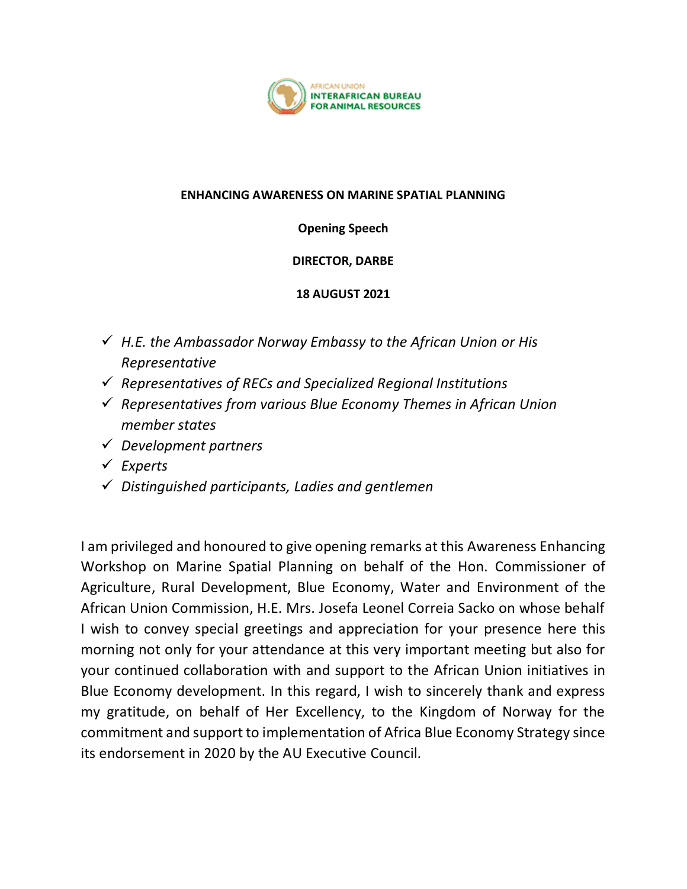AFRICAN UNION
INTERAFRICAN BUREAU
FOR ANIMAL RESOURCES

**ENHANCING AWARENESS ON MARINE SPATIAL PLANNING**

**Opening Speech**

**DIRECTOR, DARBE**

**18 AUGUST 2021**

- ✓ *H.E. the Ambassador Norway Embassy to the African Union or His Representative*
- ✓ *Representatives of RECs and Specialized Regional Institutions*
- ✓ *Representatives from various Blue Economy Themes in African Union member states*
- ✓ *Development partners*
- ✓ *Experts*
- ✓ *Distinguished participants, Ladies and gentlemen*

I am privileged and honoured to give opening remarks at this Awareness Enhancing Workshop on Marine Spatial Planning on behalf of the Hon. Commissioner of Agriculture, Rural Development, Blue Economy, Water and Environment of the African Union Commission, H.E. Mrs. Josefa Leonel Correia Sacko on whose behalf I wish to convey special greetings and appreciation for your presence here this morning not only for your attendance at this very important meeting but also for your continued collaboration with and support to the African Union initiatives in Blue Economy development. In this regard, I wish to sincerely thank and express my gratitude, on behalf of Her Excellency, to the Kingdom of Norway for the commitment and support to implementation of Africa Blue Economy Strategy since its endorsement in 2020 by the AU Executive Council.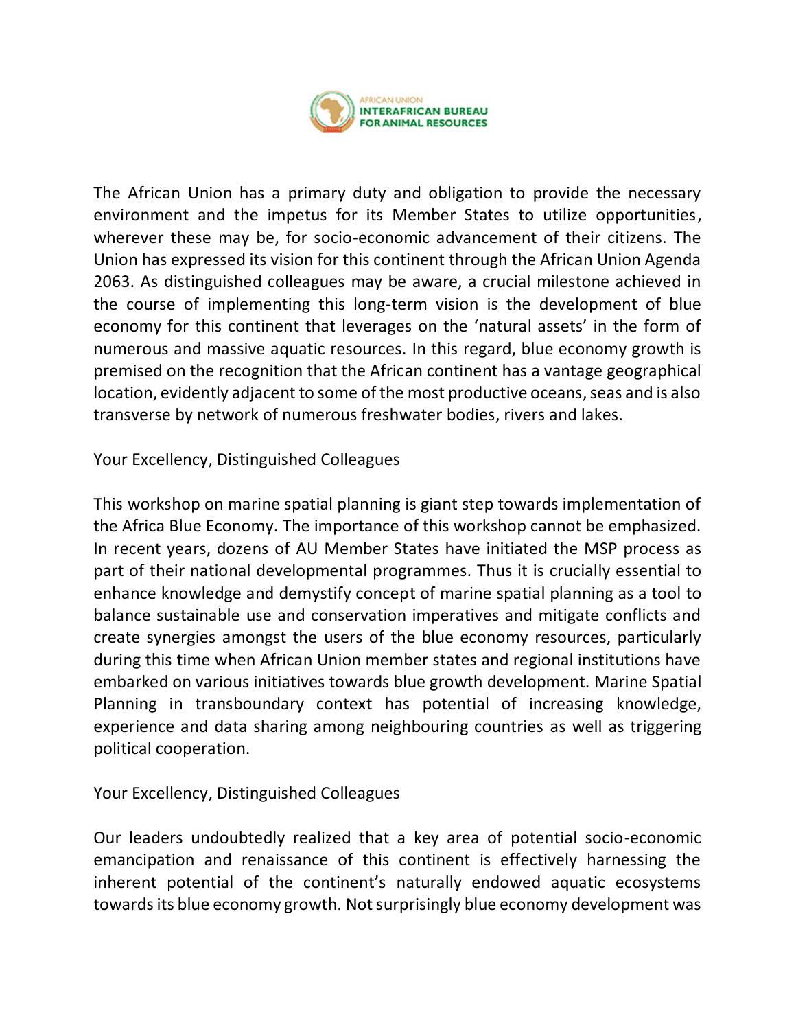The African Union has a primary duty and obligation to provide the necessary environment and the impetus for its Member States to utilize opportunities, wherever these may be, for socio-economic advancement of their citizens. The Union has expressed its vision for this continent through the African Union Agenda 2063. As distinguished colleagues may be aware, a crucial milestone achieved in the course of implementing this long-term vision is the development of blue economy for this continent that leverages on the 'natural assets' in the form of numerous and massive aquatic resources. In this regard, blue economy growth is premised on the recognition that the African continent has a vantage geographical location, evidently adjacent to some of the most productive oceans, seas and is also transverse by network of numerous freshwater bodies, rivers and lakes.

Your Excellency, Distinguished Colleagues

This workshop on marine spatial planning is giant step towards implementation of the Africa Blue Economy. The importance of this workshop cannot be emphasized. In recent years, dozens of AU Member States have initiated the MSP process as part of their national developmental programmes. Thus it is crucially essential to enhance knowledge and demystify concept of marine spatial planning as a tool to balance sustainable use and conservation imperatives and mitigate conflicts and create synergies amongst the users of the blue economy resources, particularly during this time when African Union member states and regional institutions have embarked on various initiatives towards blue growth development. Marine Spatial Planning in transboundary context has potential of increasing knowledge, experience and data sharing among neighbouring countries as well as triggering political cooperation.

Your Excellency, Distinguished Colleagues

Our leaders undoubtedly realized that a key area of potential socio-economic emancipation and renaissance of this continent is effectively harnessing the inherent potential of the continent's naturally endowed aquatic ecosystems towards its blue economy growth. Not surprisingly blue economy development was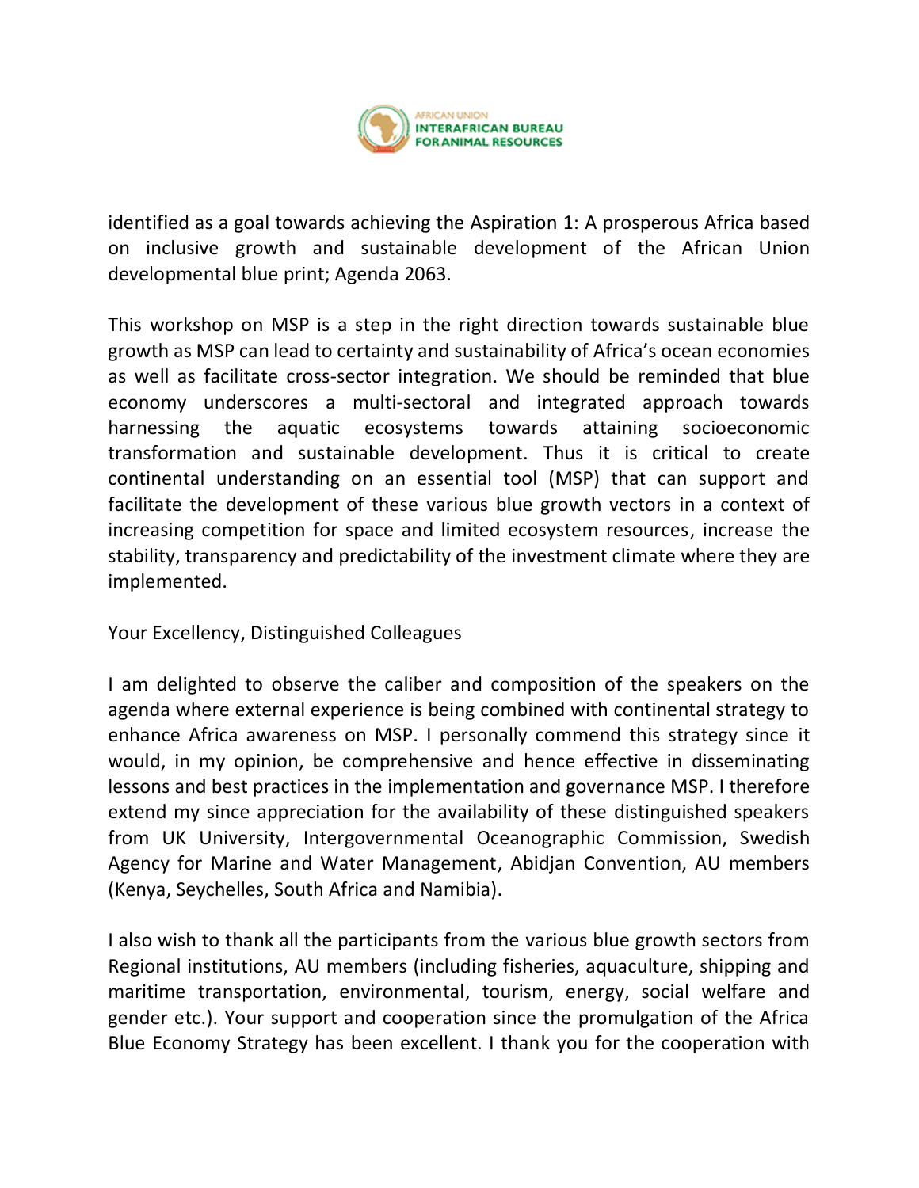identified as a goal towards achieving the Aspiration 1: A prosperous Africa based on inclusive growth and sustainable development of the African Union developmental blue print; Agenda 2063.

This workshop on MSP is a step in the right direction towards sustainable blue growth as MSP can lead to certainty and sustainability of Africa's ocean economies as well as facilitate cross-sector integration. We should be reminded that blue economy underscores a multi-sectoral and integrated approach towards harnessing the aquatic ecosystems towards attaining socioeconomic transformation and sustainable development. Thus it is critical to create continental understanding on an essential tool (MSP) that can support and facilitate the development of these various blue growth vectors in a context of increasing competition for space and limited ecosystem resources, increase the stability, transparency and predictability of the investment climate where they are implemented.

Your Excellency, Distinguished Colleagues

I am delighted to observe the caliber and composition of the speakers on the agenda where external experience is being combined with continental strategy to enhance Africa awareness on MSP. I personally commend this strategy since it would, in my opinion, be comprehensive and hence effective in disseminating lessons and best practices in the implementation and governance MSP. I therefore extend my since appreciation for the availability of these distinguished speakers from UK University, Intergovernmental Oceanographic Commission, Swedish Agency for Marine and Water Management, Abidjan Convention, AU members (Kenya, Seychelles, South Africa and Namibia).

I also wish to thank all the participants from the various blue growth sectors from Regional institutions, AU members (including fisheries, aquaculture, shipping and maritime transportation, environmental, tourism, energy, social welfare and gender etc.). Your support and cooperation since the promulgation of the Africa Blue Economy Strategy has been excellent. I thank you for the cooperation with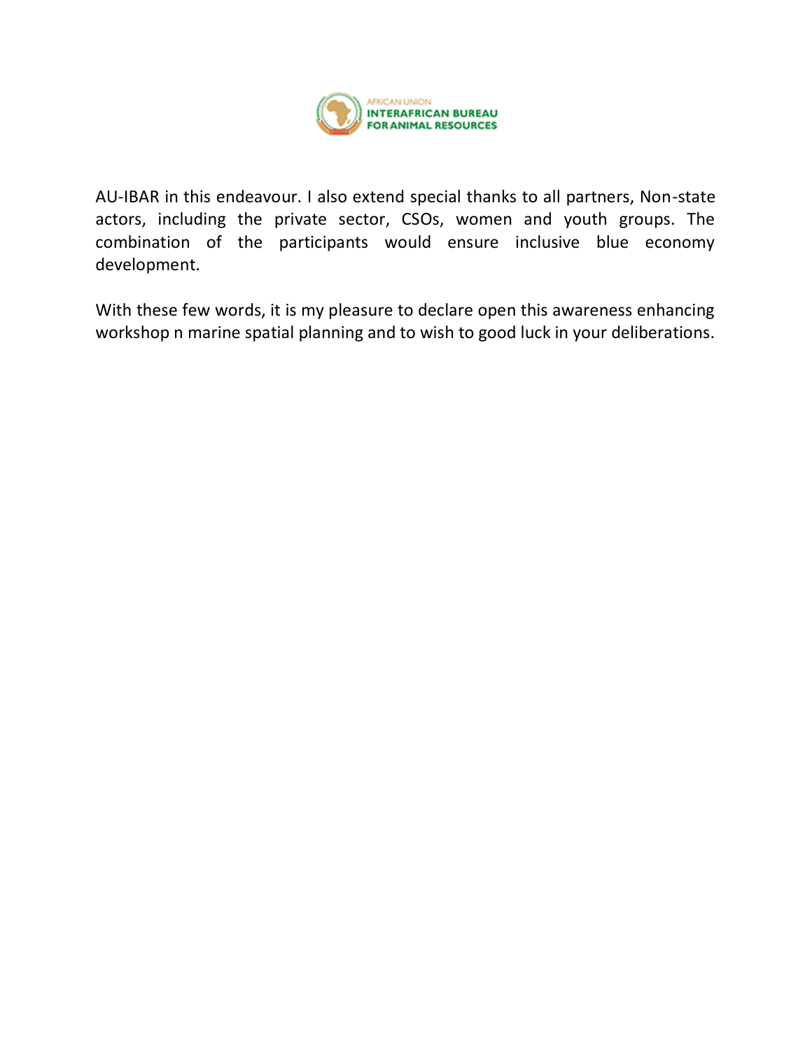AU-IBAR in this endeavour. I also extend special thanks to all partners, Non-state actors, including the private sector, CSOs, women and youth groups. The combination of the participants would ensure inclusive blue economy development.

With these few words, it is my pleasure to declare open this awareness enhancing workshop n marine spatial planning and to wish to good luck in your deliberations.